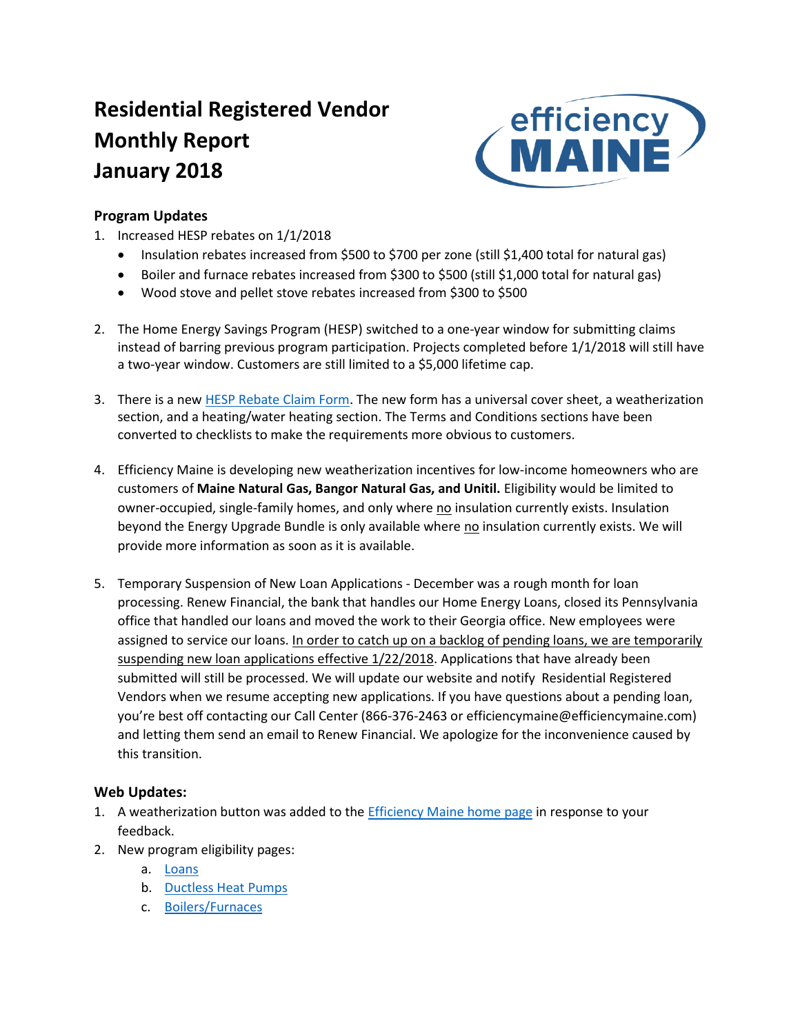# Residential Registered Vendor Monthly Report January 2018

### Program Updates

1. Increased HESP rebates on 1/1/2018
   - Insulation rebates increased from $500 to $700 per zone (still $1,400 total for natural gas)
   - Boiler and furnace rebates increased from $300 to $500 (still $1,000 total for natural gas)
   - Wood stove and pellet stove rebates increased from $300 to $500

2. The Home Energy Savings Program (HESP) switched to a one-year window for submitting claims instead of barring previous program participation. Projects completed before 1/1/2018 will still have a two-year window. Customers are still limited to a $5,000 lifetime cap.

3. There is a new HESP Rebate Claim Form. The new form has a universal cover sheet, a weatherization section, and a heating/water heating section. The Terms and Conditions sections have been converted to checklists to make the requirements more obvious to customers.

4. Efficiency Maine is developing new weatherization incentives for low-income homeowners who are customers of **Maine Natural Gas, Bangor Natural Gas, and Unitil.** Eligibility would be limited to owner-occupied, single-family homes, and only where no insulation currently exists. Insulation beyond the Energy Upgrade Bundle is only available where no insulation currently exists. We will provide more information as soon as it is available.

5. Temporary Suspension of New Loan Applications - December was a rough month for loan processing. Renew Financial, the bank that handles our Home Energy Loans, closed its Pennsylvania office that handled our loans and moved the work to their Georgia office. New employees were assigned to service our loans. In order to catch up on a backlog of pending loans, we are temporarily suspending new loan applications effective 1/22/2018. Applications that have already been submitted will still be processed. We will update our website and notify Residential Registered Vendors when we resume accepting new applications. If you have questions about a pending loan, you're best off contacting our Call Center (866-376-2463 or efficiencymaine@efficiencymaine.com) and letting them send an email to Renew Financial. We apologize for the inconvenience caused by this transition.

### Web Updates:

1. A weatherization button was added to the Efficiency Maine home page in response to your feedback.
2. New program eligibility pages:
   a. Loans
   b. Ductless Heat Pumps
   c. Boilers/Furnaces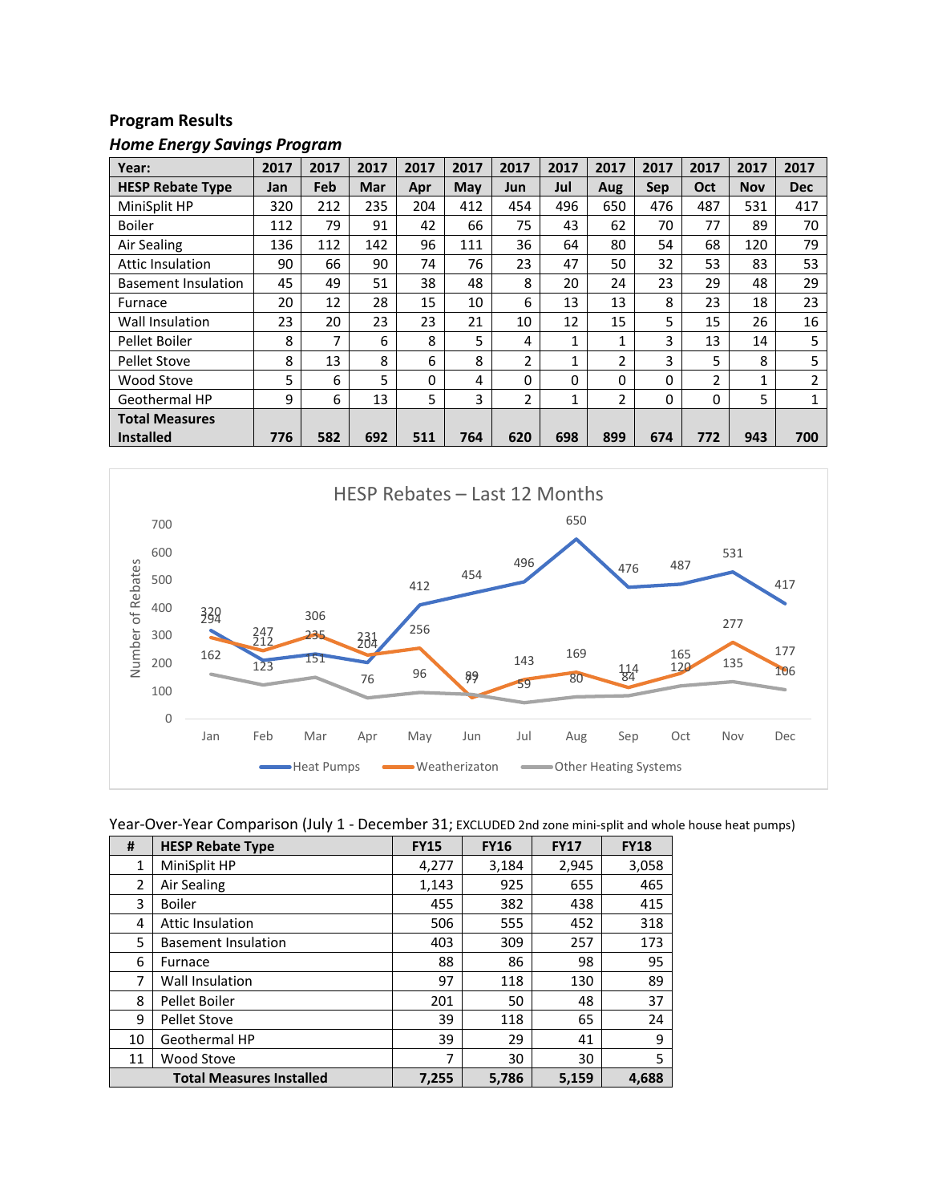## Program Results

### *Home Energy Savings Program*

| Year: | 2017 | 2017 | 2017 | 2017 | 2017 | 2017 | 2017 | 2017 | 2017 | 2017 | 2017 | 2017 |
|---|---|---|---|---|---|---|---|---|---|---|---|---|
| **HESP Rebate Type** | **Jan** | **Feb** | **Mar** | **Apr** | **May** | **Jun** | **Jul** | **Aug** | **Sep** | **Oct** | **Nov** | **Dec** |
| MiniSplit HP | 320 | 212 | 235 | 204 | 412 | 454 | 496 | 650 | 476 | 487 | 531 | 417 |
| Boiler | 112 | 79 | 91 | 42 | 66 | 75 | 43 | 62 | 70 | 77 | 89 | 70 |
| Air Sealing | 136 | 112 | 142 | 96 | 111 | 36 | 64 | 80 | 54 | 68 | 120 | 79 |
| Attic Insulation | 90 | 66 | 90 | 74 | 76 | 23 | 47 | 50 | 32 | 53 | 83 | 53 |
| Basement Insulation | 45 | 49 | 51 | 38 | 48 | 8 | 20 | 24 | 23 | 29 | 48 | 29 |
| Furnace | 20 | 12 | 28 | 15 | 10 | 6 | 13 | 13 | 8 | 23 | 18 | 23 |
| Wall Insulation | 23 | 20 | 23 | 23 | 21 | 10 | 12 | 15 | 5 | 15 | 26 | 16 |
| Pellet Boiler | 8 | 7 | 6 | 8 | 5 | 4 | 1 | 1 | 3 | 13 | 14 | 5 |
| Pellet Stove | 8 | 13 | 8 | 6 | 8 | 2 | 1 | 2 | 3 | 5 | 8 | 5 |
| Wood Stove | 5 | 6 | 5 | 0 | 4 | 0 | 0 | 0 | 0 | 2 | 1 | 2 |
| Geothermal HP | 9 | 6 | 13 | 5 | 3 | 2 | 1 | 2 | 0 | 0 | 5 | 1 |
| **Total Measures Installed** | **776** | **582** | **692** | **511** | **764** | **620** | **698** | **899** | **674** | **772** | **943** | **700** |

HESP Rebates – Last 12 Months

| Month | Heat Pumps | Weatherizaton | Other Heating Systems |
|---|---|---|---|
| Jan | 320 | 294 | 162 |
| Feb | 212 | 247 | 123 |
| Mar | 235 | 306 | 151 |
| Apr | 204 | 231 | 76 |
| May | 412 | 256 | 96 |
| Jun | 454 | 77 | 89 |
| Jul | 496 | 143 | 59 |
| Aug | 650 | 169 | 80 |
| Sep | 476 | 114 | 84 |
| Oct | 487 | 165 | 120 |
| Nov | 531 | 277 | 135 |
| Dec | 417 | 177 | 106 |

Year-Over-Year Comparison (July 1 - December 31; EXCLUDED 2nd zone mini-split and whole house heat pumps)

| # | HESP Rebate Type | FY15 | FY16 | FY17 | FY18 |
|---|---|---|---|---|---|
| 1 | MiniSplit HP | 4,277 | 3,184 | 2,945 | 3,058 |
| 2 | Air Sealing | 1,143 | 925 | 655 | 465 |
| 3 | Boiler | 455 | 382 | 438 | 415 |
| 4 | Attic Insulation | 506 | 555 | 452 | 318 |
| 5 | Basement Insulation | 403 | 309 | 257 | 173 |
| 6 | Furnace | 88 | 86 | 98 | 95 |
| 7 | Wall Insulation | 97 | 118 | 130 | 89 |
| 8 | Pellet Boiler | 201 | 50 | 48 | 37 |
| 9 | Pellet Stove | 39 | 118 | 65 | 24 |
| 10 | Geothermal HP | 39 | 29 | 41 | 9 |
| 11 | Wood Stove | 7 | 30 | 30 | 5 |
| | **Total Measures Installed** | **7,255** | **5,786** | **5,159** | **4,688** |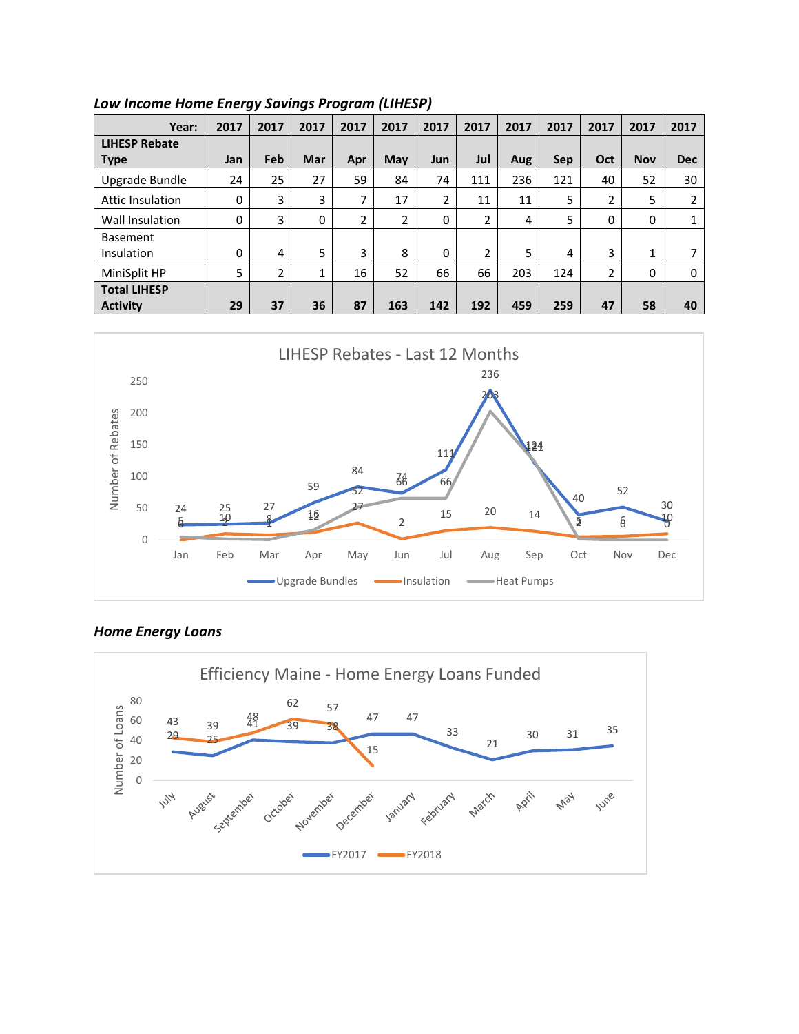### *Low Income Home Energy Savings Program (LIHESP)*

| Year: | 2017 | 2017 | 2017 | 2017 | 2017 | 2017 | 2017 | 2017 | 2017 | 2017 | 2017 | 2017 |
|---|---|---|---|---|---|---|---|---|---|---|---|---|
| **LIHESP Rebate Type** | **Jan** | **Feb** | **Mar** | **Apr** | **May** | **Jun** | **Jul** | **Aug** | **Sep** | **Oct** | **Nov** | **Dec** |
| Upgrade Bundle | 24 | 25 | 27 | 59 | 84 | 74 | 111 | 236 | 121 | 40 | 52 | 30 |
| Attic Insulation | 0 | 3 | 3 | 7 | 17 | 2 | 11 | 11 | 5 | 2 | 5 | 2 |
| Wall Insulation | 0 | 3 | 0 | 2 | 2 | 0 | 2 | 4 | 5 | 0 | 0 | 1 |
| Basement Insulation | 0 | 4 | 5 | 3 | 8 | 0 | 2 | 5 | 4 | 3 | 1 | 7 |
| MiniSplit HP | 5 | 2 | 1 | 16 | 52 | 66 | 66 | 203 | 124 | 2 | 0 | 0 |
| **Total LIHESP Activity** | **29** | **37** | **36** | **87** | **163** | **142** | **192** | **459** | **259** | **47** | **58** | **40** |

### *Home Energy Loans*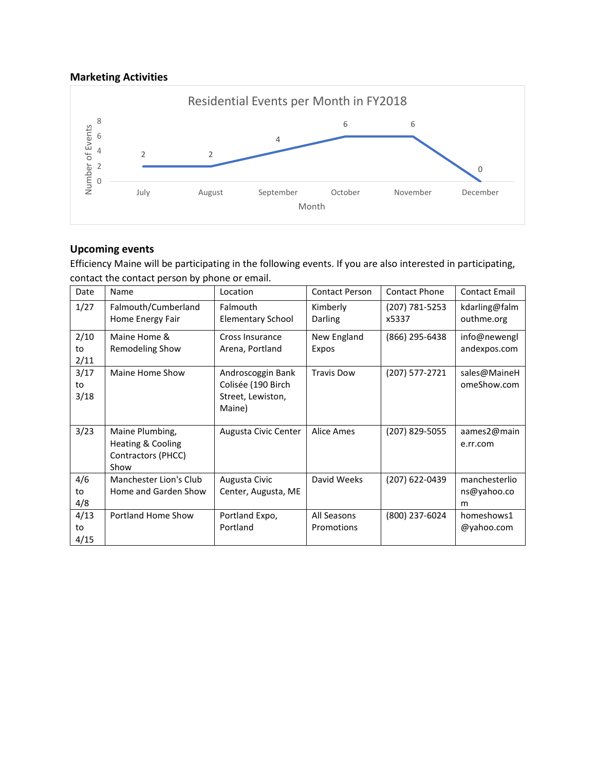**Marketing Activities**

Residential Events per Month in FY2018

Number of Events

8
6
4
2
0

2 2 4 6 6 0

July August September October November December

Month

**Upcoming events**

Efficiency Maine will be participating in the following events. If you are also interested in participating, contact the contact person by phone or email.

| Date | Name | Location | Contact Person | Contact Phone | Contact Email |
|---|---|---|---|---|---|
| 1/27 | Falmouth/Cumberland Home Energy Fair | Falmouth Elementary School | Kimberly Darling | (207) 781-5253 x5337 | kdarling@falmouthme.org |
| 2/10 to 2/11 | Maine Home & Remodeling Show | Cross Insurance Arena, Portland | New England Expos | (866) 295-6438 | info@newenglandexpos.com |
| 3/17 to 3/18 | Maine Home Show | Androscoggin Bank Colisée (190 Birch Street, Lewiston, Maine) | Travis Dow | (207) 577-2721 | sales@MaineHomeShow.com |
| 3/23 | Maine Plumbing, Heating & Cooling Contractors (PHCC) Show | Augusta Civic Center | Alice Ames | (207) 829-5055 | aames2@maine.rr.com |
| 4/6 to 4/8 | Manchester Lion's Club Home and Garden Show | Augusta Civic Center, Augusta, ME | David Weeks | (207) 622-0439 | manchesterlions@yahoo.com |
| 4/13 to 4/15 | Portland Home Show | Portland Expo, Portland | All Seasons Promotions | (800) 237-6024 | homeshows1@yahoo.com |